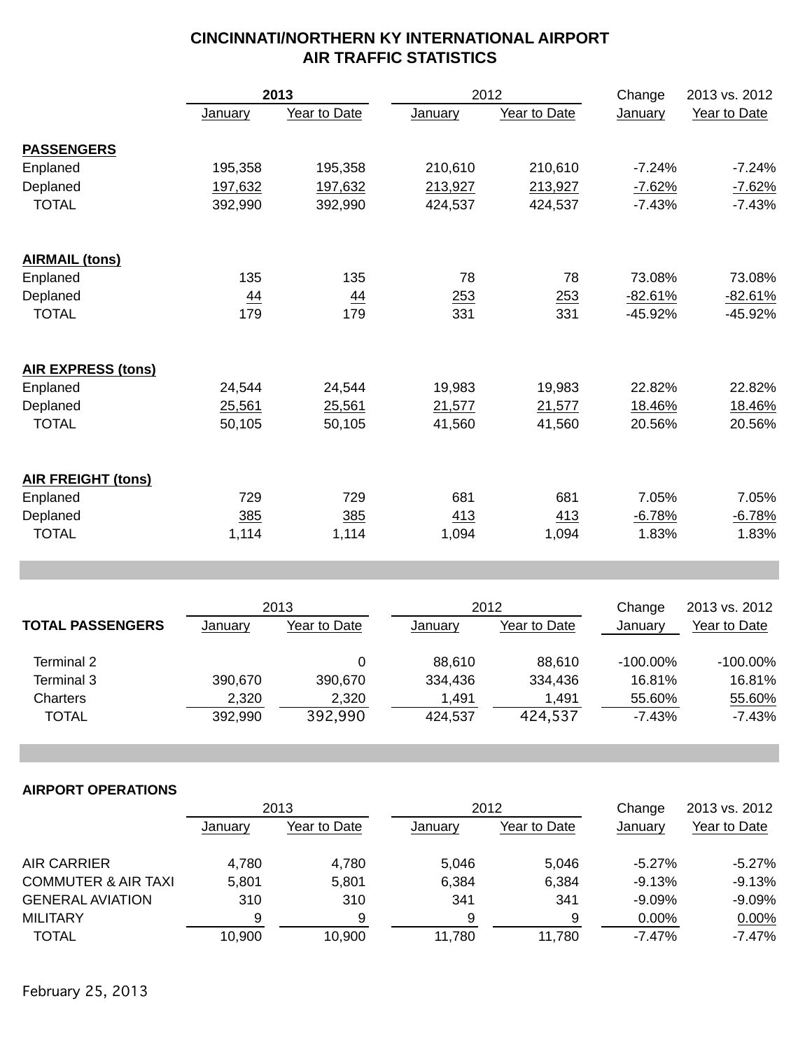# CINCINNATI/NORTHERN KY INTERNATIONAL AIRPORT
## AIR TRAFFIC STATISTICS

| | 2013 | | 2012 | | Change | 2013 vs. 2012 |
|---|---|---|---|---|---|---|
| | January | Year to Date | January | Year to Date | January | Year to Date |
| **PASSENGERS** | | | | | | |
| Enplaned | 195,358 | 195,358 | 210,610 | 210,610 | -7.24% | -7.24% |
| Deplaned | 197,632 | 197,632 | 213,927 | 213,927 | -7.62% | -7.62% |
| TOTAL | 392,990 | 392,990 | 424,537 | 424,537 | -7.43% | -7.43% |
| **AIRMAIL (tons)** | | | | | | |
| Enplaned | 135 | 135 | 78 | 78 | 73.08% | 73.08% |
| Deplaned | 44 | 44 | 253 | 253 | -82.61% | -82.61% |
| TOTAL | 179 | 179 | 331 | 331 | -45.92% | -45.92% |
| **AIR EXPRESS (tons)** | | | | | | |
| Enplaned | 24,544 | 24,544 | 19,983 | 19,983 | 22.82% | 22.82% |
| Deplaned | 25,561 | 25,561 | 21,577 | 21,577 | 18.46% | 18.46% |
| TOTAL | 50,105 | 50,105 | 41,560 | 41,560 | 20.56% | 20.56% |
| **AIR FREIGHT (tons)** | | | | | | |
| Enplaned | 729 | 729 | 681 | 681 | 7.05% | 7.05% |
| Deplaned | 385 | 385 | 413 | 413 | -6.78% | -6.78% |
| TOTAL | 1,114 | 1,114 | 1,094 | 1,094 | 1.83% | 1.83% |

| | 2013 | | 2012 | | Change | 2013 vs. 2012 |
|---|---|---|---|---|---|---|
| **TOTAL PASSENGERS** | January | Year to Date | January | Year to Date | January | Year to Date |
| Terminal 2 | | 0 | 88,610 | 88,610 | -100.00% | -100.00% |
| Terminal 3 | 390,670 | 390,670 | 334,436 | 334,436 | 16.81% | 16.81% |
| Charters | 2,320 | 2,320 | 1,491 | 1,491 | 55.60% | 55.60% |
| TOTAL | 392,990 | 392,990 | 424,537 | 424,537 | -7.43% | -7.43% |

**AIRPORT OPERATIONS**

| | 2013 | | 2012 | | Change | 2013 vs. 2012 |
|---|---|---|---|---|---|---|
| | January | Year to Date | January | Year to Date | January | Year to Date |
| AIR CARRIER | 4,780 | 4,780 | 5,046 | 5,046 | -5.27% | -5.27% |
| COMMUTER & AIR TAXI | 5,801 | 5,801 | 6,384 | 6,384 | -9.13% | -9.13% |
| GENERAL AVIATION | 310 | 310 | 341 | 341 | -9.09% | -9.09% |
| MILITARY | 9 | 9 | 9 | 9 | 0.00% | 0.00% |
| TOTAL | 10,900 | 10,900 | 11,780 | 11,780 | -7.47% | -7.47% |

February 25, 2013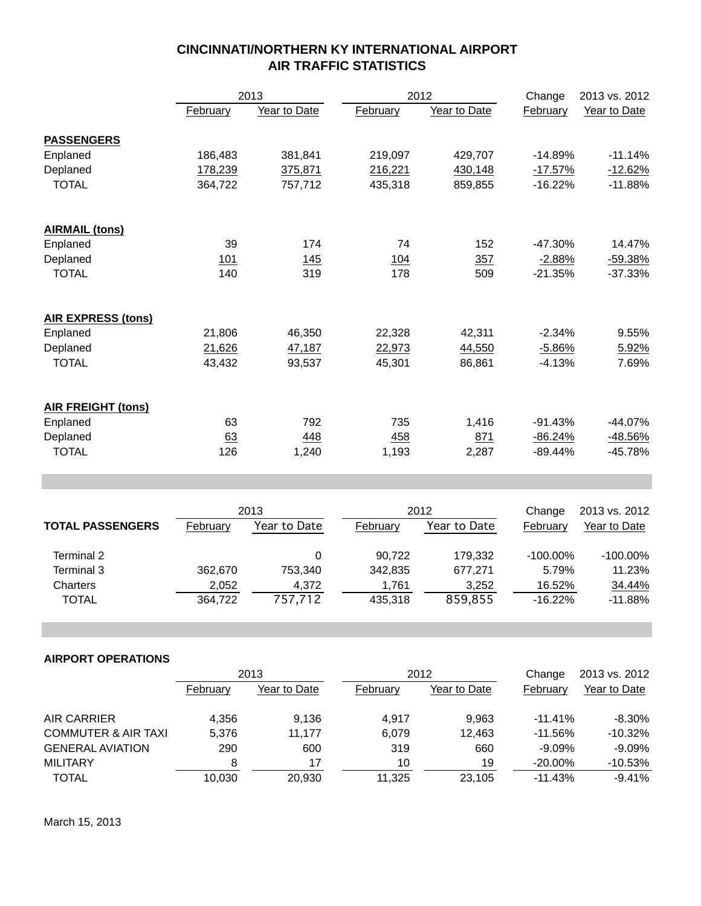# CINCINNATI/NORTHERN KY INTERNATIONAL AIRPORT
## AIR TRAFFIC STATISTICS

| | 2013 | | 2012 | | Change | 2013 vs. 2012 |
|---|---|---|---|---|---|---|
| | February | Year to Date | February | Year to Date | February | Year to Date |
| **PASSENGERS** | | | | | | |
| Enplaned | 186,483 | 381,841 | 219,097 | 429,707 | -14.89% | -11.14% |
| Deplaned | 178,239 | 375,871 | 216,221 | 430,148 | -17.57% | -12.62% |
| TOTAL | 364,722 | 757,712 | 435,318 | 859,855 | -16.22% | -11.88% |
| **AIRMAIL (tons)** | | | | | | |
| Enplaned | 39 | 174 | 74 | 152 | -47.30% | 14.47% |
| Deplaned | 101 | 145 | 104 | 357 | -2.88% | -59.38% |
| TOTAL | 140 | 319 | 178 | 509 | -21.35% | -37.33% |
| **AIR EXPRESS (tons)** | | | | | | |
| Enplaned | 21,806 | 46,350 | 22,328 | 42,311 | -2.34% | 9.55% |
| Deplaned | 21,626 | 47,187 | 22,973 | 44,550 | -5.86% | 5.92% |
| TOTAL | 43,432 | 93,537 | 45,301 | 86,861 | -4.13% | 7.69% |
| **AIR FREIGHT (tons)** | | | | | | |
| Enplaned | 63 | 792 | 735 | 1,416 | -91.43% | -44.07% |
| Deplaned | 63 | 448 | 458 | 871 | -86.24% | -48.56% |
| TOTAL | 126 | 1,240 | 1,193 | 2,287 | -89.44% | -45.78% |

| | 2013 | | 2012 | | Change | 2013 vs. 2012 |
|---|---|---|---|---|---|---|
| **TOTAL PASSENGERS** | February | Year to Date | February | Year to Date | February | Year to Date |
| Terminal 2 | | 0 | 90,722 | 179,332 | -100.00% | -100.00% |
| Terminal 3 | 362,670 | 753,340 | 342,835 | 677,271 | 5.79% | 11.23% |
| Charters | 2,052 | 4,372 | 1,761 | 3,252 | 16.52% | 34.44% |
| TOTAL | 364,722 | 757,712 | 435,318 | 859,855 | -16.22% | -11.88% |

**AIRPORT OPERATIONS**

| | 2013 | | 2012 | | Change | 2013 vs. 2012 |
|---|---|---|---|---|---|---|
| | February | Year to Date | February | Year to Date | February | Year to Date |
| AIR CARRIER | 4,356 | 9,136 | 4,917 | 9,963 | -11.41% | -8.30% |
| COMMUTER & AIR TAXI | 5,376 | 11,177 | 6,079 | 12,463 | -11.56% | -10.32% |
| GENERAL AVIATION | 290 | 600 | 319 | 660 | -9.09% | -9.09% |
| MILITARY | 8 | 17 | 10 | 19 | -20.00% | -10.53% |
| TOTAL | 10,030 | 20,930 | 11,325 | 23,105 | -11.43% | -9.41% |

March 15, 2013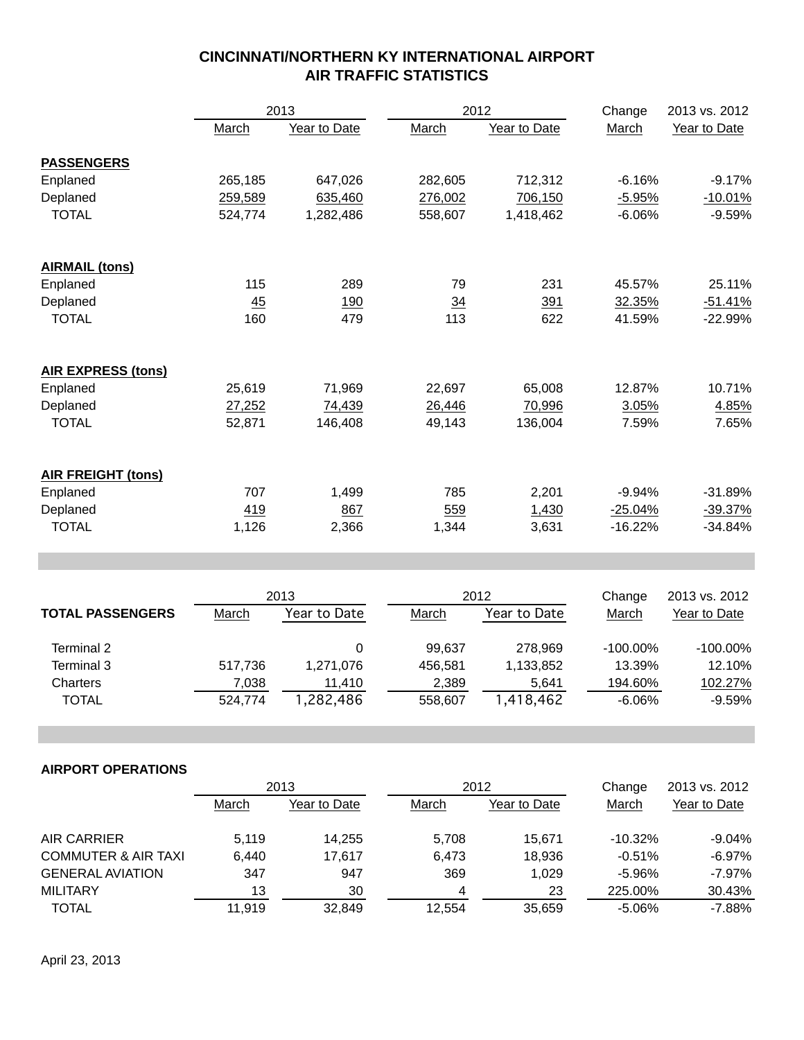# CINCINNATI/NORTHERN KY INTERNATIONAL AIRPORT
## AIR TRAFFIC STATISTICS

| | 2013 | | 2012 | | Change | 2013 vs. 2012 |
|---|---|---|---|---|---|---|
| | March | Year to Date | March | Year to Date | March | Year to Date |
| **PASSENGERS** | | | | | | |
| Enplaned | 265,185 | 647,026 | 282,605 | 712,312 | -6.16% | -9.17% |
| Deplaned | 259,589 | 635,460 | 276,002 | 706,150 | -5.95% | -10.01% |
| TOTAL | 524,774 | 1,282,486 | 558,607 | 1,418,462 | -6.06% | -9.59% |
| **AIRMAIL (tons)** | | | | | | |
| Enplaned | 115 | 289 | 79 | 231 | 45.57% | 25.11% |
| Deplaned | 45 | 190 | 34 | 391 | 32.35% | -51.41% |
| TOTAL | 160 | 479 | 113 | 622 | 41.59% | -22.99% |
| **AIR EXPRESS (tons)** | | | | | | |
| Enplaned | 25,619 | 71,969 | 22,697 | 65,008 | 12.87% | 10.71% |
| Deplaned | 27,252 | 74,439 | 26,446 | 70,996 | 3.05% | 4.85% |
| TOTAL | 52,871 | 146,408 | 49,143 | 136,004 | 7.59% | 7.65% |
| **AIR FREIGHT (tons)** | | | | | | |
| Enplaned | 707 | 1,499 | 785 | 2,201 | -9.94% | -31.89% |
| Deplaned | 419 | 867 | 559 | 1,430 | -25.04% | -39.37% |
| TOTAL | 1,126 | 2,366 | 1,344 | 3,631 | -16.22% | -34.84% |

| | 2013 | | 2012 | | Change | 2013 vs. 2012 |
|---|---|---|---|---|---|---|
| **TOTAL PASSENGERS** | March | Year to Date | March | Year to Date | March | Year to Date |
| Terminal 2 | | 0 | 99,637 | 278,969 | -100.00% | -100.00% |
| Terminal 3 | 517,736 | 1,271,076 | 456,581 | 1,133,852 | 13.39% | 12.10% |
| Charters | 7,038 | 11,410 | 2,389 | 5,641 | 194.60% | 102.27% |
| TOTAL | 524,774 | 1,282,486 | 558,607 | 1,418,462 | -6.06% | -9.59% |

**AIRPORT OPERATIONS**

| | 2013 | | 2012 | | Change | 2013 vs. 2012 |
|---|---|---|---|---|---|---|
| | March | Year to Date | March | Year to Date | March | Year to Date |
| AIR CARRIER | 5,119 | 14,255 | 5,708 | 15,671 | -10.32% | -9.04% |
| COMMUTER & AIR TAXI | 6,440 | 17,617 | 6,473 | 18,936 | -0.51% | -6.97% |
| GENERAL AVIATION | 347 | 947 | 369 | 1,029 | -5.96% | -7.97% |
| MILITARY | 13 | 30 | 4 | 23 | 225.00% | 30.43% |
| TOTAL | 11,919 | 32,849 | 12,554 | 35,659 | -5.06% | -7.88% |

April 23, 2013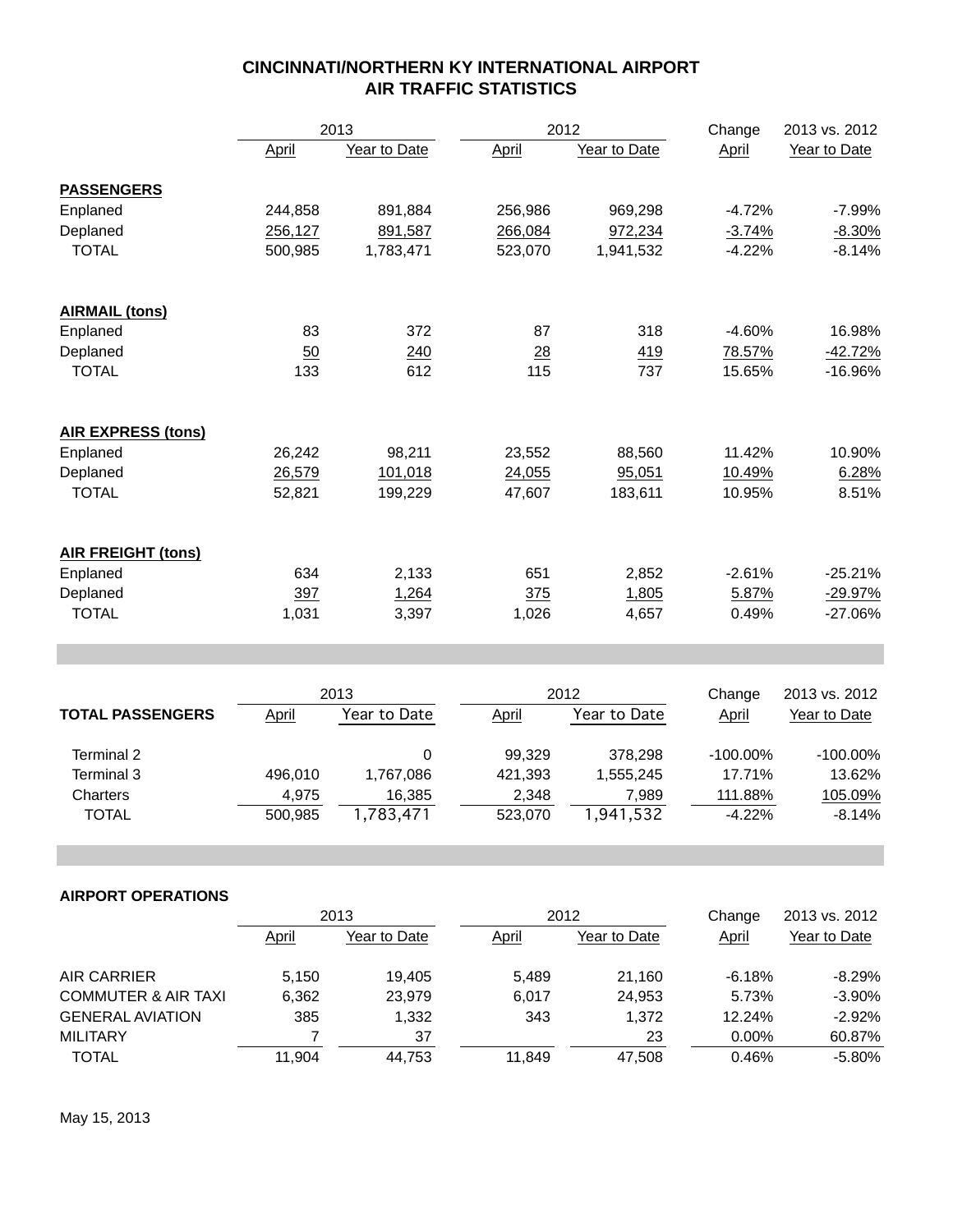# CINCINNATI/NORTHERN KY INTERNATIONAL AIRPORT
## AIR TRAFFIC STATISTICS

| | 2013 | | 2012 | | Change | 2013 vs. 2012 |
|---|---|---|---|---|---|---|
| | April | Year to Date | April | Year to Date | April | Year to Date |
| **PASSENGERS** | | | | | | |
| Enplaned | 244,858 | 891,884 | 256,986 | 969,298 | -4.72% | -7.99% |
| Deplaned | 256,127 | 891,587 | 266,084 | 972,234 | -3.74% | -8.30% |
| TOTAL | 500,985 | 1,783,471 | 523,070 | 1,941,532 | -4.22% | -8.14% |
| **AIRMAIL (tons)** | | | | | | |
| Enplaned | 83 | 372 | 87 | 318 | -4.60% | 16.98% |
| Deplaned | 50 | 240 | 28 | 419 | 78.57% | -42.72% |
| TOTAL | 133 | 612 | 115 | 737 | 15.65% | -16.96% |
| **AIR EXPRESS (tons)** | | | | | | |
| Enplaned | 26,242 | 98,211 | 23,552 | 88,560 | 11.42% | 10.90% |
| Deplaned | 26,579 | 101,018 | 24,055 | 95,051 | 10.49% | 6.28% |
| TOTAL | 52,821 | 199,229 | 47,607 | 183,611 | 10.95% | 8.51% |
| **AIR FREIGHT (tons)** | | | | | | |
| Enplaned | 634 | 2,133 | 651 | 2,852 | -2.61% | -25.21% |
| Deplaned | 397 | 1,264 | 375 | 1,805 | 5.87% | -29.97% |
| TOTAL | 1,031 | 3,397 | 1,026 | 4,657 | 0.49% | -27.06% |

| | 2013 | | 2012 | | Change | 2013 vs. 2012 |
|---|---|---|---|---|---|---|
| **TOTAL PASSENGERS** | April | Year to Date | April | Year to Date | April | Year to Date |
| Terminal 2 | | 0 | 99,329 | 378,298 | -100.00% | -100.00% |
| Terminal 3 | 496,010 | 1,767,086 | 421,393 | 1,555,245 | 17.71% | 13.62% |
| Charters | 4,975 | 16,385 | 2,348 | 7,989 | 111.88% | 105.09% |
| TOTAL | 500,985 | 1,783,471 | 523,070 | 1,941,532 | -4.22% | -8.14% |

**AIRPORT OPERATIONS**

| | 2013 | | 2012 | | Change | 2013 vs. 2012 |
|---|---|---|---|---|---|---|
| | April | Year to Date | April | Year to Date | April | Year to Date |
| AIR CARRIER | 5,150 | 19,405 | 5,489 | 21,160 | -6.18% | -8.29% |
| COMMUTER & AIR TAXI | 6,362 | 23,979 | 6,017 | 24,953 | 5.73% | -3.90% |
| GENERAL AVIATION | 385 | 1,332 | 343 | 1,372 | 12.24% | -2.92% |
| MILITARY | 7 | 37 | | 23 | 0.00% | 60.87% |
| TOTAL | 11,904 | 44,753 | 11,849 | 47,508 | 0.46% | -5.80% |

May 15, 2013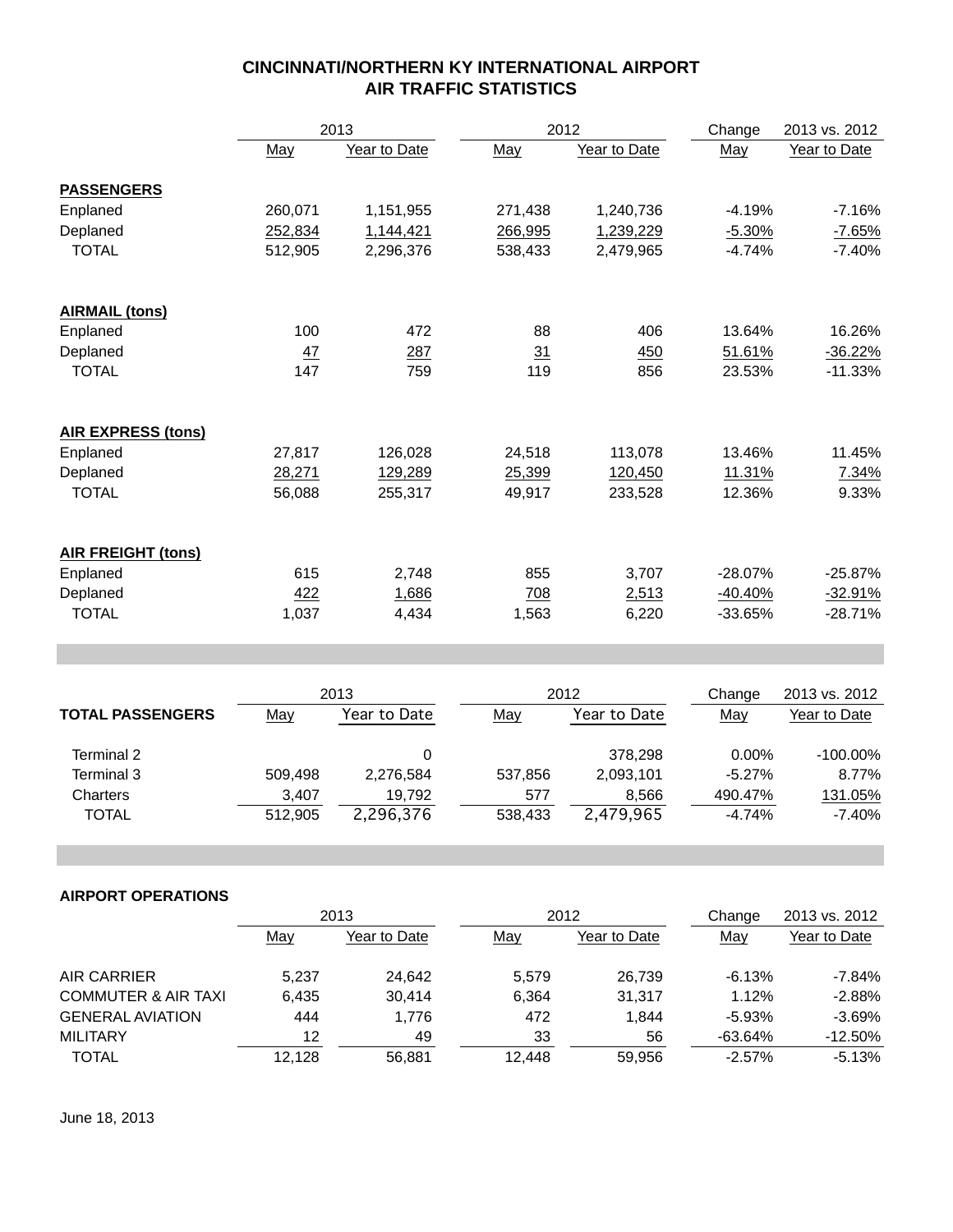# CINCINNATI/NORTHERN KY INTERNATIONAL AIRPORT
## AIR TRAFFIC STATISTICS

| | 2013 | | 2012 | | Change | 2013 vs. 2012 |
|---|---|---|---|---|---|---|
| | May | Year to Date | May | Year to Date | May | Year to Date |
| **PASSENGERS** | | | | | | |
| Enplaned | 260,071 | 1,151,955 | 271,438 | 1,240,736 | -4.19% | -7.16% |
| Deplaned | 252,834 | 1,144,421 | 266,995 | 1,239,229 | -5.30% | -7.65% |
| TOTAL | 512,905 | 2,296,376 | 538,433 | 2,479,965 | -4.74% | -7.40% |
| **AIRMAIL (tons)** | | | | | | |
| Enplaned | 100 | 472 | 88 | 406 | 13.64% | 16.26% |
| Deplaned | 47 | 287 | 31 | 450 | 51.61% | -36.22% |
| TOTAL | 147 | 759 | 119 | 856 | 23.53% | -11.33% |
| **AIR EXPRESS (tons)** | | | | | | |
| Enplaned | 27,817 | 126,028 | 24,518 | 113,078 | 13.46% | 11.45% |
| Deplaned | 28,271 | 129,289 | 25,399 | 120,450 | 11.31% | 7.34% |
| TOTAL | 56,088 | 255,317 | 49,917 | 233,528 | 12.36% | 9.33% |
| **AIR FREIGHT (tons)** | | | | | | |
| Enplaned | 615 | 2,748 | 855 | 3,707 | -28.07% | -25.87% |
| Deplaned | 422 | 1,686 | 708 | 2,513 | -40.40% | -32.91% |
| TOTAL | 1,037 | 4,434 | 1,563 | 6,220 | -33.65% | -28.71% |

| | 2013 | | 2012 | | Change | 2013 vs. 2012 |
|---|---|---|---|---|---|---|
| **TOTAL PASSENGERS** | May | Year to Date | May | Year to Date | May | Year to Date |
| Terminal 2 | | 0 | | 378,298 | 0.00% | -100.00% |
| Terminal 3 | 509,498 | 2,276,584 | 537,856 | 2,093,101 | -5.27% | 8.77% |
| Charters | 3,407 | 19,792 | 577 | 8,566 | 490.47% | 131.05% |
| TOTAL | 512,905 | 2,296,376 | 538,433 | 2,479,965 | -4.74% | -7.40% |

**AIRPORT OPERATIONS**

| | 2013 | | 2012 | | Change | 2013 vs. 2012 |
|---|---|---|---|---|---|---|
| | May | Year to Date | May | Year to Date | May | Year to Date |
| AIR CARRIER | 5,237 | 24,642 | 5,579 | 26,739 | -6.13% | -7.84% |
| COMMUTER & AIR TAXI | 6,435 | 30,414 | 6,364 | 31,317 | 1.12% | -2.88% |
| GENERAL AVIATION | 444 | 1,776 | 472 | 1,844 | -5.93% | -3.69% |
| MILITARY | 12 | 49 | 33 | 56 | -63.64% | -12.50% |
| TOTAL | 12,128 | 56,881 | 12,448 | 59,956 | -2.57% | -5.13% |

June 18, 2013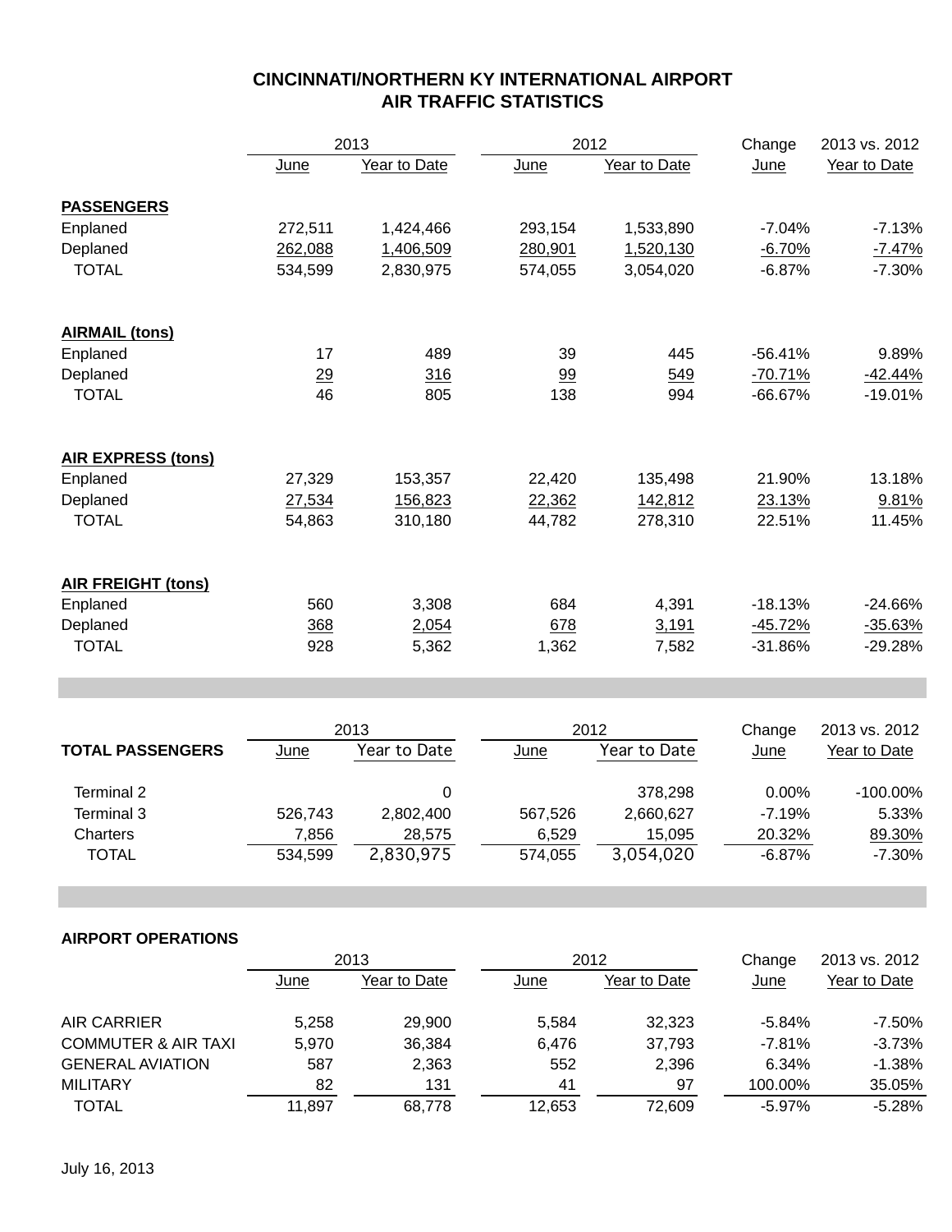# CINCINNATI/NORTHERN KY INTERNATIONAL AIRPORT
## AIR TRAFFIC STATISTICS

| | 2013 | | 2012 | | Change | 2013 vs. 2012 |
|---|---|---|---|---|---|---|
| | June | Year to Date | June | Year to Date | June | Year to Date |
| **PASSENGERS** | | | | | | |
| Enplaned | 272,511 | 1,424,466 | 293,154 | 1,533,890 | -7.04% | -7.13% |
| Deplaned | 262,088 | 1,406,509 | 280,901 | 1,520,130 | -6.70% | -7.47% |
| TOTAL | 534,599 | 2,830,975 | 574,055 | 3,054,020 | -6.87% | -7.30% |
| **AIRMAIL (tons)** | | | | | | |
| Enplaned | 17 | 489 | 39 | 445 | -56.41% | 9.89% |
| Deplaned | 29 | 316 | 99 | 549 | -70.71% | -42.44% |
| TOTAL | 46 | 805 | 138 | 994 | -66.67% | -19.01% |
| **AIR EXPRESS (tons)** | | | | | | |
| Enplaned | 27,329 | 153,357 | 22,420 | 135,498 | 21.90% | 13.18% |
| Deplaned | 27,534 | 156,823 | 22,362 | 142,812 | 23.13% | 9.81% |
| TOTAL | 54,863 | 310,180 | 44,782 | 278,310 | 22.51% | 11.45% |
| **AIR FREIGHT (tons)** | | | | | | |
| Enplaned | 560 | 3,308 | 684 | 4,391 | -18.13% | -24.66% |
| Deplaned | 368 | 2,054 | 678 | 3,191 | -45.72% | -35.63% |
| TOTAL | 928 | 5,362 | 1,362 | 7,582 | -31.86% | -29.28% |

| | 2013 | | 2012 | | Change | 2013 vs. 2012 |
|---|---|---|---|---|---|---|
| **TOTAL PASSENGERS** | June | Year to Date | June | Year to Date | June | Year to Date |
| Terminal 2 | | 0 | | 378,298 | 0.00% | -100.00% |
| Terminal 3 | 526,743 | 2,802,400 | 567,526 | 2,660,627 | -7.19% | 5.33% |
| Charters | 7,856 | 28,575 | 6,529 | 15,095 | 20.32% | 89.30% |
| TOTAL | 534,599 | 2,830,975 | 574,055 | 3,054,020 | -6.87% | -7.30% |

**AIRPORT OPERATIONS**

| | 2013 | | 2012 | | Change | 2013 vs. 2012 |
|---|---|---|---|---|---|---|
| | June | Year to Date | June | Year to Date | June | Year to Date |
| AIR CARRIER | 5,258 | 29,900 | 5,584 | 32,323 | -5.84% | -7.50% |
| COMMUTER & AIR TAXI | 5,970 | 36,384 | 6,476 | 37,793 | -7.81% | -3.73% |
| GENERAL AVIATION | 587 | 2,363 | 552 | 2,396 | 6.34% | -1.38% |
| MILITARY | 82 | 131 | 41 | 97 | 100.00% | 35.05% |
| TOTAL | 11,897 | 68,778 | 12,653 | 72,609 | -5.97% | -5.28% |

July 16, 2013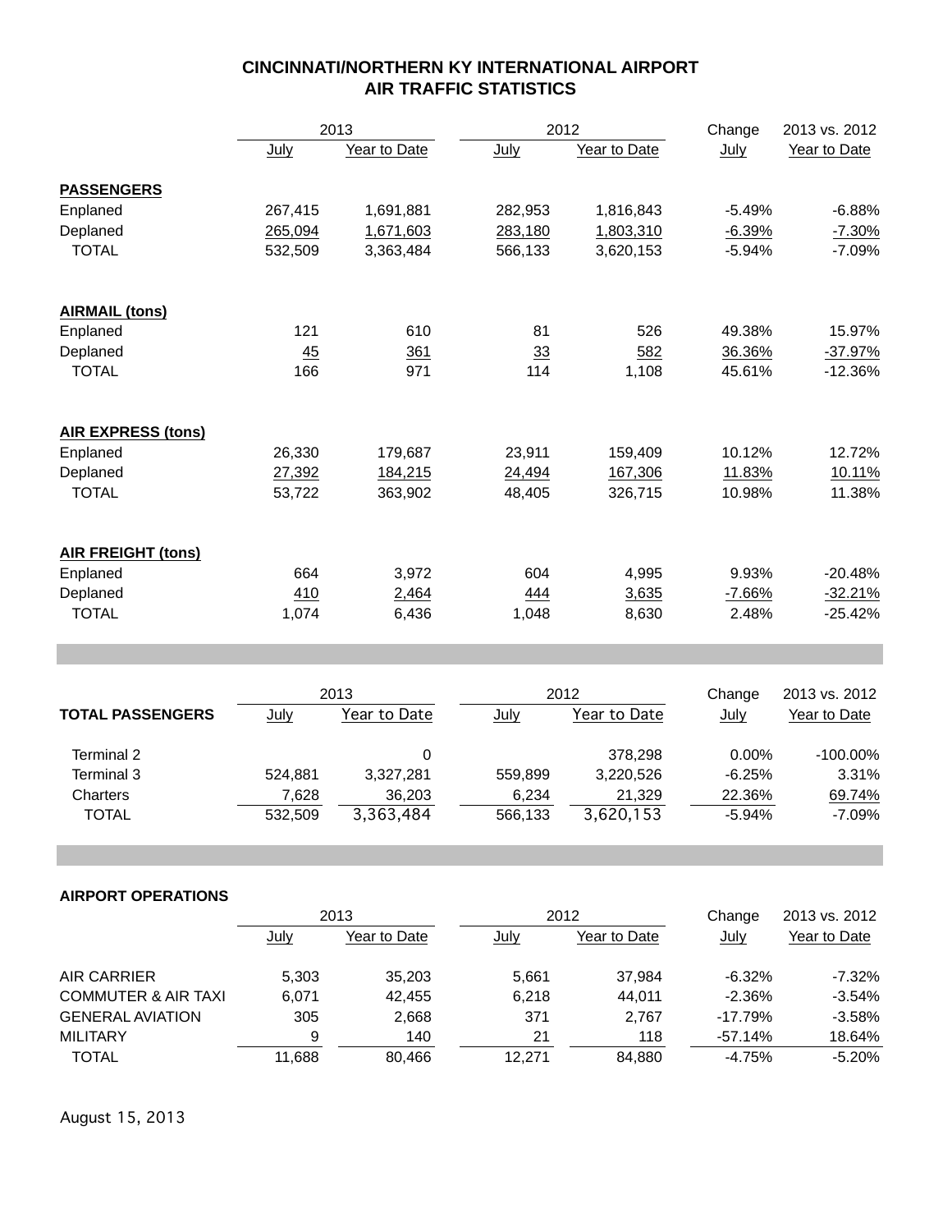# CINCINNATI/NORTHERN KY INTERNATIONAL AIRPORT
## AIR TRAFFIC STATISTICS

| | 2013 | | 2012 | | Change | 2013 vs. 2012 |
|---|---|---|---|---|---|---|
| | July | Year to Date | July | Year to Date | July | Year to Date |
| **PASSENGERS** | | | | | | |
| Enplaned | 267,415 | 1,691,881 | 282,953 | 1,816,843 | -5.49% | -6.88% |
| Deplaned | 265,094 | 1,671,603 | 283,180 | 1,803,310 | -6.39% | -7.30% |
| TOTAL | 532,509 | 3,363,484 | 566,133 | 3,620,153 | -5.94% | -7.09% |
| **AIRMAIL (tons)** | | | | | | |
| Enplaned | 121 | 610 | 81 | 526 | 49.38% | 15.97% |
| Deplaned | 45 | 361 | 33 | 582 | 36.36% | -37.97% |
| TOTAL | 166 | 971 | 114 | 1,108 | 45.61% | -12.36% |
| **AIR EXPRESS (tons)** | | | | | | |
| Enplaned | 26,330 | 179,687 | 23,911 | 159,409 | 10.12% | 12.72% |
| Deplaned | 27,392 | 184,215 | 24,494 | 167,306 | 11.83% | 10.11% |
| TOTAL | 53,722 | 363,902 | 48,405 | 326,715 | 10.98% | 11.38% |
| **AIR FREIGHT (tons)** | | | | | | |
| Enplaned | 664 | 3,972 | 604 | 4,995 | 9.93% | -20.48% |
| Deplaned | 410 | 2,464 | 444 | 3,635 | -7.66% | -32.21% |
| TOTAL | 1,074 | 6,436 | 1,048 | 8,630 | 2.48% | -25.42% |

| | 2013 | | 2012 | | Change | 2013 vs. 2012 |
|---|---|---|---|---|---|---|
| **TOTAL PASSENGERS** | July | Year to Date | July | Year to Date | July | Year to Date |
| Terminal 2 | | 0 | | 378,298 | 0.00% | -100.00% |
| Terminal 3 | 524,881 | 3,327,281 | 559,899 | 3,220,526 | -6.25% | 3.31% |
| Charters | 7,628 | 36,203 | 6,234 | 21,329 | 22.36% | 69.74% |
| TOTAL | 532,509 | 3,363,484 | 566,133 | 3,620,153 | -5.94% | -7.09% |

**AIRPORT OPERATIONS**

| | 2013 | | 2012 | | Change | 2013 vs. 2012 |
|---|---|---|---|---|---|---|
| | July | Year to Date | July | Year to Date | July | Year to Date |
| AIR CARRIER | 5,303 | 35,203 | 5,661 | 37,984 | -6.32% | -7.32% |
| COMMUTER & AIR TAXI | 6,071 | 42,455 | 6,218 | 44,011 | -2.36% | -3.54% |
| GENERAL AVIATION | 305 | 2,668 | 371 | 2,767 | -17.79% | -3.58% |
| MILITARY | 9 | 140 | 21 | 118 | -57.14% | 18.64% |
| TOTAL | 11,688 | 80,466 | 12,271 | 84,880 | -4.75% | -5.20% |

August 15, 2013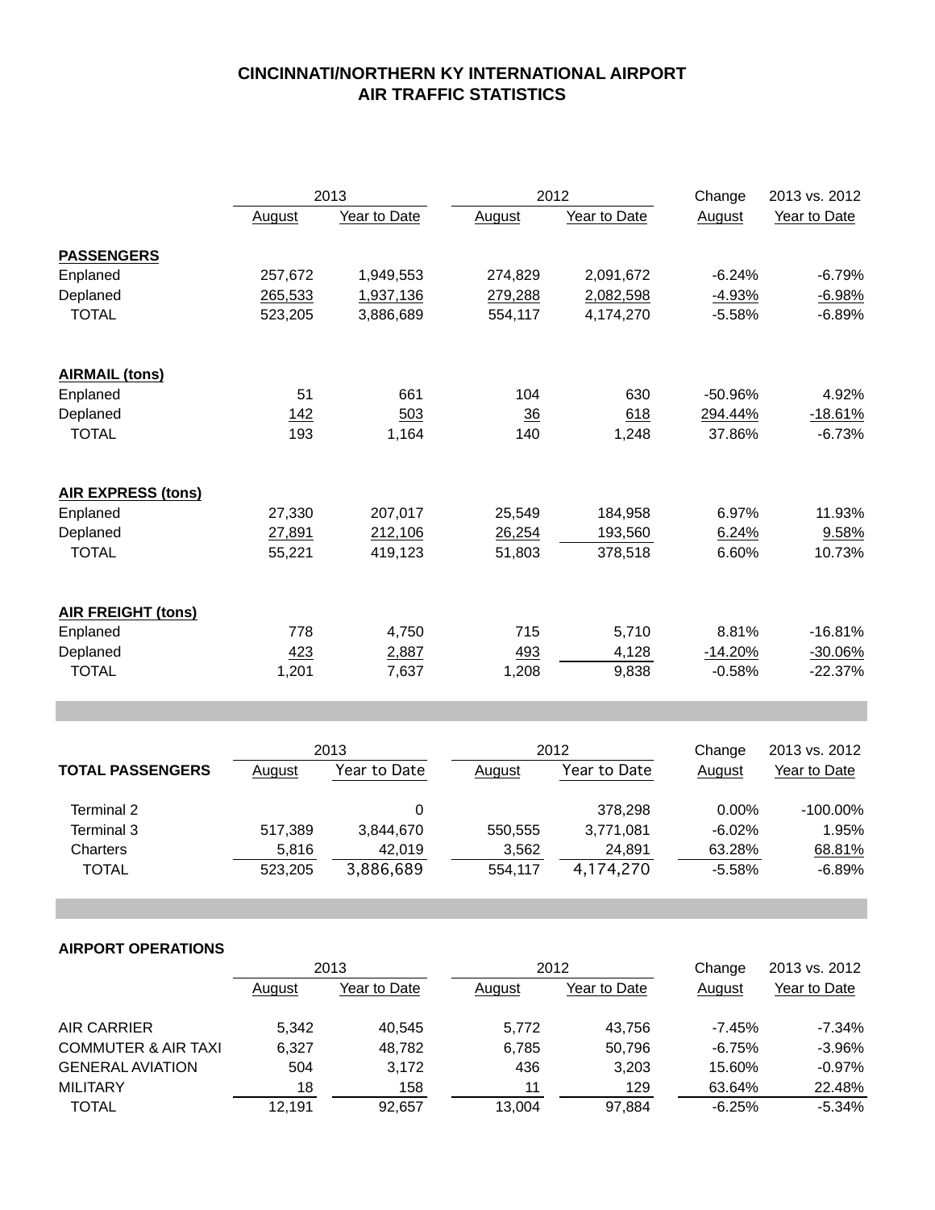# CINCINNATI/NORTHERN KY INTERNATIONAL AIRPORT
## AIR TRAFFIC STATISTICS

| | 2013 | | 2012 | | Change | 2013 vs. 2012 |
|---|---|---|---|---|---|---|
| | August | Year to Date | August | Year to Date | August | Year to Date |
| **PASSENGERS** | | | | | | |
| Enplaned | 257,672 | 1,949,553 | 274,829 | 2,091,672 | -6.24% | -6.79% |
| Deplaned | 265,533 | 1,937,136 | 279,288 | 2,082,598 | -4.93% | -6.98% |
| TOTAL | 523,205 | 3,886,689 | 554,117 | 4,174,270 | -5.58% | -6.89% |
| **AIRMAIL (tons)** | | | | | | |
| Enplaned | 51 | 661 | 104 | 630 | -50.96% | 4.92% |
| Deplaned | 142 | 503 | 36 | 618 | 294.44% | -18.61% |
| TOTAL | 193 | 1,164 | 140 | 1,248 | 37.86% | -6.73% |
| **AIR EXPRESS (tons)** | | | | | | |
| Enplaned | 27,330 | 207,017 | 25,549 | 184,958 | 6.97% | 11.93% |
| Deplaned | 27,891 | 212,106 | 26,254 | 193,560 | 6.24% | 9.58% |
| TOTAL | 55,221 | 419,123 | 51,803 | 378,518 | 6.60% | 10.73% |
| **AIR FREIGHT (tons)** | | | | | | |
| Enplaned | 778 | 4,750 | 715 | 5,710 | 8.81% | -16.81% |
| Deplaned | 423 | 2,887 | 493 | 4,128 | -14.20% | -30.06% |
| TOTAL | 1,201 | 7,637 | 1,208 | 9,838 | -0.58% | -22.37% |

| | 2013 | | 2012 | | Change | 2013 vs. 2012 |
|---|---|---|---|---|---|---|
| **TOTAL PASSENGERS** | August | Year to Date | August | Year to Date | August | Year to Date |
| Terminal 2 | | 0 | | 378,298 | 0.00% | -100.00% |
| Terminal 3 | 517,389 | 3,844,670 | 550,555 | 3,771,081 | -6.02% | 1.95% |
| Charters | 5,816 | 42,019 | 3,562 | 24,891 | 63.28% | 68.81% |
| TOTAL | 523,205 | 3,886,689 | 554,117 | 4,174,270 | -5.58% | -6.89% |

**AIRPORT OPERATIONS**

| | 2013 | | 2012 | | Change | 2013 vs. 2012 |
|---|---|---|---|---|---|---|
| | August | Year to Date | August | Year to Date | August | Year to Date |
| AIR CARRIER | 5,342 | 40,545 | 5,772 | 43,756 | -7.45% | -7.34% |
| COMMUTER & AIR TAXI | 6,327 | 48,782 | 6,785 | 50,796 | -6.75% | -3.96% |
| GENERAL AVIATION | 504 | 3,172 | 436 | 3,203 | 15.60% | -0.97% |
| MILITARY | 18 | 158 | 11 | 129 | 63.64% | 22.48% |
| TOTAL | 12,191 | 92,657 | 13,004 | 97,884 | -6.25% | -5.34% |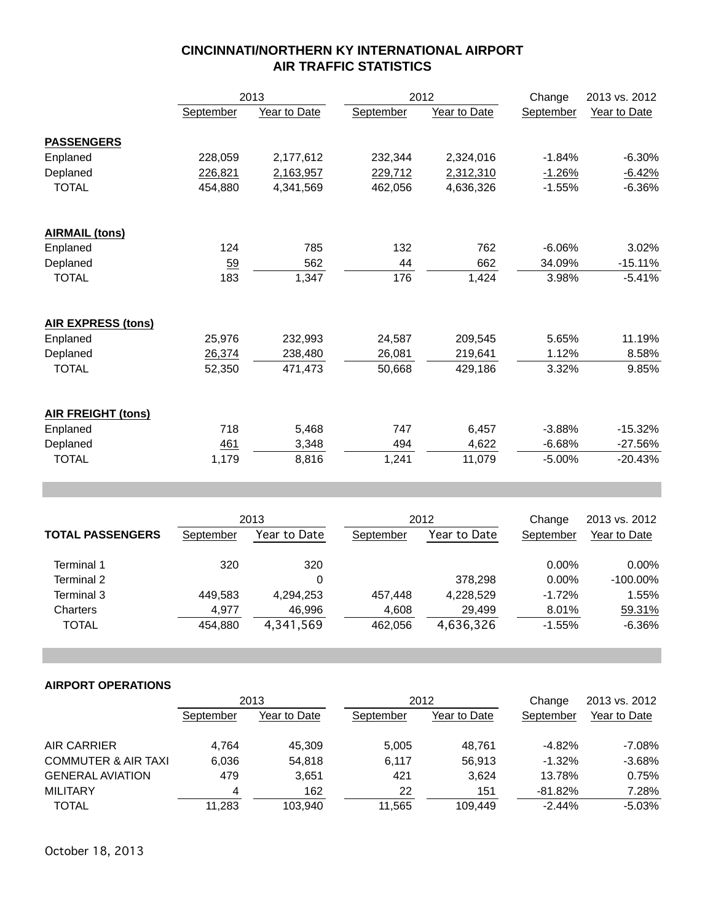# CINCINNATI/NORTHERN KY INTERNATIONAL AIRPORT
## AIR TRAFFIC STATISTICS

| | 2013 | | 2012 | | Change | 2013 vs. 2012 |
|---|---|---|---|---|---|---|
| | September | Year to Date | September | Year to Date | September | Year to Date |
| **PASSENGERS** | | | | | | |
| Enplaned | 228,059 | 2,177,612 | 232,344 | 2,324,016 | -1.84% | -6.30% |
| Deplaned | 226,821 | 2,163,957 | 229,712 | 2,312,310 | -1.26% | -6.42% |
| TOTAL | 454,880 | 4,341,569 | 462,056 | 4,636,326 | -1.55% | -6.36% |
| **AIRMAIL (tons)** | | | | | | |
| Enplaned | 124 | 785 | 132 | 762 | -6.06% | 3.02% |
| Deplaned | 59 | 562 | 44 | 662 | 34.09% | -15.11% |
| TOTAL | 183 | 1,347 | 176 | 1,424 | 3.98% | -5.41% |
| **AIR EXPRESS (tons)** | | | | | | |
| Enplaned | 25,976 | 232,993 | 24,587 | 209,545 | 5.65% | 11.19% |
| Deplaned | 26,374 | 238,480 | 26,081 | 219,641 | 1.12% | 8.58% |
| TOTAL | 52,350 | 471,473 | 50,668 | 429,186 | 3.32% | 9.85% |
| **AIR FREIGHT (tons)** | | | | | | |
| Enplaned | 718 | 5,468 | 747 | 6,457 | -3.88% | -15.32% |
| Deplaned | 461 | 3,348 | 494 | 4,622 | -6.68% | -27.56% |
| TOTAL | 1,179 | 8,816 | 1,241 | 11,079 | -5.00% | -20.43% |

| | 2013 | | 2012 | | Change | 2013 vs. 2012 |
|---|---|---|---|---|---|---|
| **TOTAL PASSENGERS** | September | Year to Date | September | Year to Date | September | Year to Date |
| Terminal 1 | 320 | 320 | | | 0.00% | 0.00% |
| Terminal 2 | | 0 | | 378,298 | 0.00% | -100.00% |
| Terminal 3 | 449,583 | 4,294,253 | 457,448 | 4,228,529 | -1.72% | 1.55% |
| Charters | 4,977 | 46,996 | 4,608 | 29,499 | 8.01% | 59.31% |
| TOTAL | 454,880 | 4,341,569 | 462,056 | 4,636,326 | -1.55% | -6.36% |

**AIRPORT OPERATIONS**

| | 2013 | | 2012 | | Change | 2013 vs. 2012 |
|---|---|---|---|---|---|---|
| | September | Year to Date | September | Year to Date | September | Year to Date |
| AIR CARRIER | 4,764 | 45,309 | 5,005 | 48,761 | -4.82% | -7.08% |
| COMMUTER & AIR TAXI | 6,036 | 54,818 | 6,117 | 56,913 | -1.32% | -3.68% |
| GENERAL AVIATION | 479 | 3,651 | 421 | 3,624 | 13.78% | 0.75% |
| MILITARY | 4 | 162 | 22 | 151 | -81.82% | 7.28% |
| TOTAL | 11,283 | 103,940 | 11,565 | 109,449 | -2.44% | -5.03% |

October 18, 2013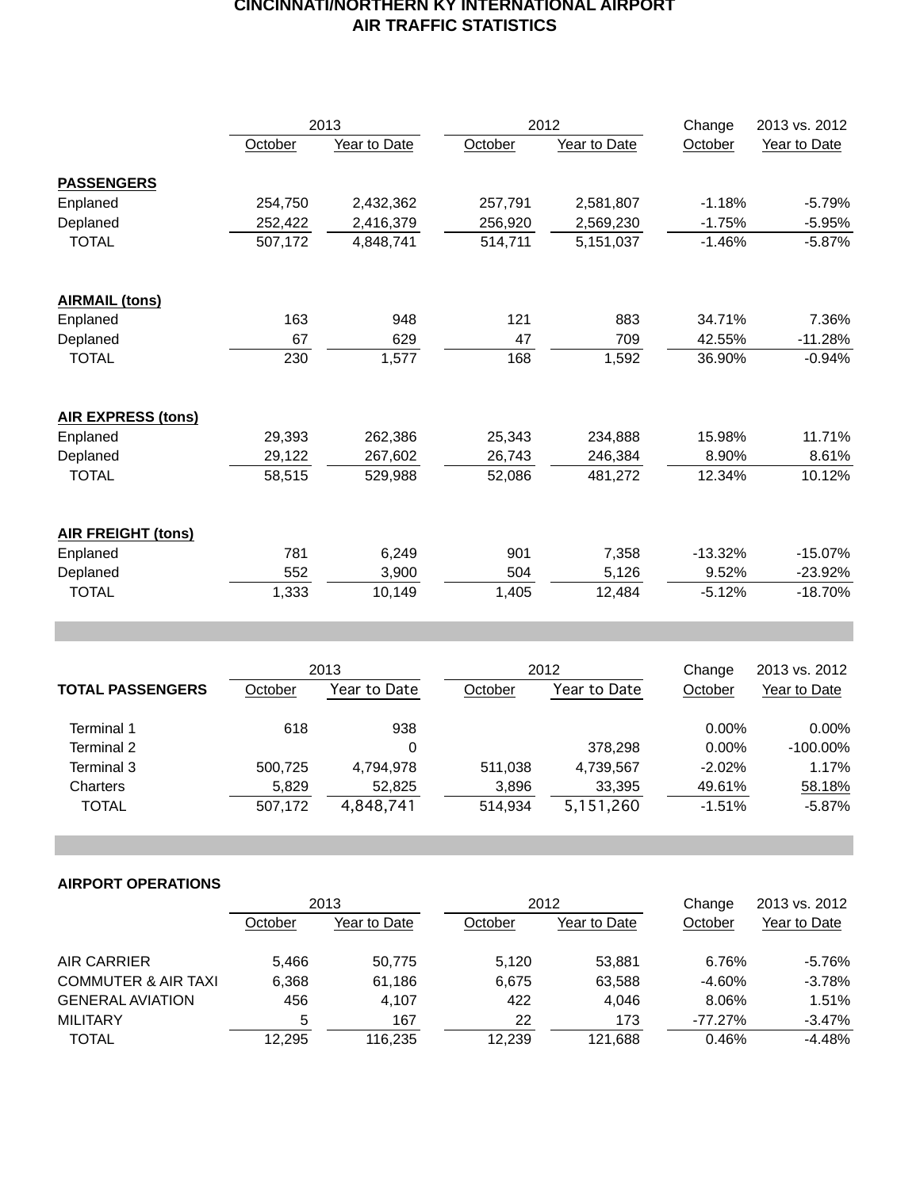# CINCINNATI/NORTHERN KY INTERNATIONAL AIRPORT
## AIR TRAFFIC STATISTICS

| | 2013 | | 2012 | | Change | 2013 vs. 2012 |
|---|---|---|---|---|---|---|
| | October | Year to Date | October | Year to Date | October | Year to Date |
| **PASSENGERS** | | | | | | |
| Enplaned | 254,750 | 2,432,362 | 257,791 | 2,581,807 | -1.18% | -5.79% |
| Deplaned | 252,422 | 2,416,379 | 256,920 | 2,569,230 | -1.75% | -5.95% |
| TOTAL | 507,172 | 4,848,741 | 514,711 | 5,151,037 | -1.46% | -5.87% |
| **AIRMAIL (tons)** | | | | | | |
| Enplaned | 163 | 948 | 121 | 883 | 34.71% | 7.36% |
| Deplaned | 67 | 629 | 47 | 709 | 42.55% | -11.28% |
| TOTAL | 230 | 1,577 | 168 | 1,592 | 36.90% | -0.94% |
| **AIR EXPRESS (tons)** | | | | | | |
| Enplaned | 29,393 | 262,386 | 25,343 | 234,888 | 15.98% | 11.71% |
| Deplaned | 29,122 | 267,602 | 26,743 | 246,384 | 8.90% | 8.61% |
| TOTAL | 58,515 | 529,988 | 52,086 | 481,272 | 12.34% | 10.12% |
| **AIR FREIGHT (tons)** | | | | | | |
| Enplaned | 781 | 6,249 | 901 | 7,358 | -13.32% | -15.07% |
| Deplaned | 552 | 3,900 | 504 | 5,126 | 9.52% | -23.92% |
| TOTAL | 1,333 | 10,149 | 1,405 | 12,484 | -5.12% | -18.70% |

| | 2013 | | 2012 | | Change | 2013 vs. 2012 |
|---|---|---|---|---|---|---|
| **TOTAL PASSENGERS** | October | Year to Date | October | Year to Date | October | Year to Date |
| Terminal 1 | 618 | 938 | | | 0.00% | 0.00% |
| Terminal 2 | | 0 | | 378,298 | 0.00% | -100.00% |
| Terminal 3 | 500,725 | 4,794,978 | 511,038 | 4,739,567 | -2.02% | 1.17% |
| Charters | 5,829 | 52,825 | 3,896 | 33,395 | 49.61% | 58.18% |
| TOTAL | 507,172 | 4,848,741 | 514,934 | 5,151,260 | -1.51% | -5.87% |

**AIRPORT OPERATIONS**

| | 2013 | | 2012 | | Change | 2013 vs. 2012 |
|---|---|---|---|---|---|---|
| | October | Year to Date | October | Year to Date | October | Year to Date |
| AIR CARRIER | 5,466 | 50,775 | 5,120 | 53,881 | 6.76% | -5.76% |
| COMMUTER & AIR TAXI | 6,368 | 61,186 | 6,675 | 63,588 | -4.60% | -3.78% |
| GENERAL AVIATION | 456 | 4,107 | 422 | 4,046 | 8.06% | 1.51% |
| MILITARY | 5 | 167 | 22 | 173 | -77.27% | -3.47% |
| TOTAL | 12,295 | 116,235 | 12,239 | 121,688 | 0.46% | -4.48% |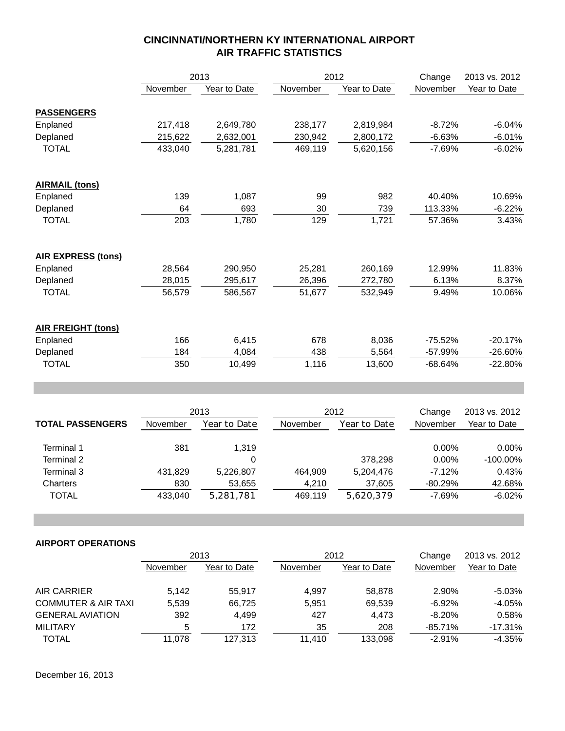# CINCINNATI/NORTHERN KY INTERNATIONAL AIRPORT
## AIR TRAFFIC STATISTICS

| | 2013 | | 2012 | | Change | 2013 vs. 2012 |
|---|---|---|---|---|---|---|
| | November | Year to Date | November | Year to Date | November | Year to Date |
| **PASSENGERS** | | | | | | |
| Enplaned | 217,418 | 2,649,780 | 238,177 | 2,819,984 | -8.72% | -6.04% |
| Deplaned | 215,622 | 2,632,001 | 230,942 | 2,800,172 | -6.63% | -6.01% |
| TOTAL | 433,040 | 5,281,781 | 469,119 | 5,620,156 | -7.69% | -6.02% |
| **AIRMAIL (tons)** | | | | | | |
| Enplaned | 139 | 1,087 | 99 | 982 | 40.40% | 10.69% |
| Deplaned | 64 | 693 | 30 | 739 | 113.33% | -6.22% |
| TOTAL | 203 | 1,780 | 129 | 1,721 | 57.36% | 3.43% |
| **AIR EXPRESS (tons)** | | | | | | |
| Enplaned | 28,564 | 290,950 | 25,281 | 260,169 | 12.99% | 11.83% |
| Deplaned | 28,015 | 295,617 | 26,396 | 272,780 | 6.13% | 8.37% |
| TOTAL | 56,579 | 586,567 | 51,677 | 532,949 | 9.49% | 10.06% |
| **AIR FREIGHT (tons)** | | | | | | |
| Enplaned | 166 | 6,415 | 678 | 8,036 | -75.52% | -20.17% |
| Deplaned | 184 | 4,084 | 438 | 5,564 | -57.99% | -26.60% |
| TOTAL | 350 | 10,499 | 1,116 | 13,600 | -68.64% | -22.80% |

| | 2013 | | 2012 | | Change | 2013 vs. 2012 |
|---|---|---|---|---|---|---|
| **TOTAL PASSENGERS** | November | Year to Date | November | Year to Date | November | Year to Date |
| Terminal 1 | 381 | 1,319 | | | 0.00% | 0.00% |
| Terminal 2 | | 0 | | 378,298 | 0.00% | -100.00% |
| Terminal 3 | 431,829 | 5,226,807 | 464,909 | 5,204,476 | -7.12% | 0.43% |
| Charters | 830 | 53,655 | 4,210 | 37,605 | -80.29% | 42.68% |
| TOTAL | 433,040 | 5,281,781 | 469,119 | 5,620,379 | -7.69% | -6.02% |

**AIRPORT OPERATIONS**

| | 2013 | | 2012 | | Change | 2013 vs. 2012 |
|---|---|---|---|---|---|---|
| | November | Year to Date | November | Year to Date | November | Year to Date |
| AIR CARRIER | 5,142 | 55,917 | 4,997 | 58,878 | 2.90% | -5.03% |
| COMMUTER & AIR TAXI | 5,539 | 66,725 | 5,951 | 69,539 | -6.92% | -4.05% |
| GENERAL AVIATION | 392 | 4,499 | 427 | 4,473 | -8.20% | 0.58% |
| MILITARY | 5 | 172 | 35 | 208 | -85.71% | -17.31% |
| TOTAL | 11,078 | 127,313 | 11,410 | 133,098 | -2.91% | -4.35% |

December 16, 2013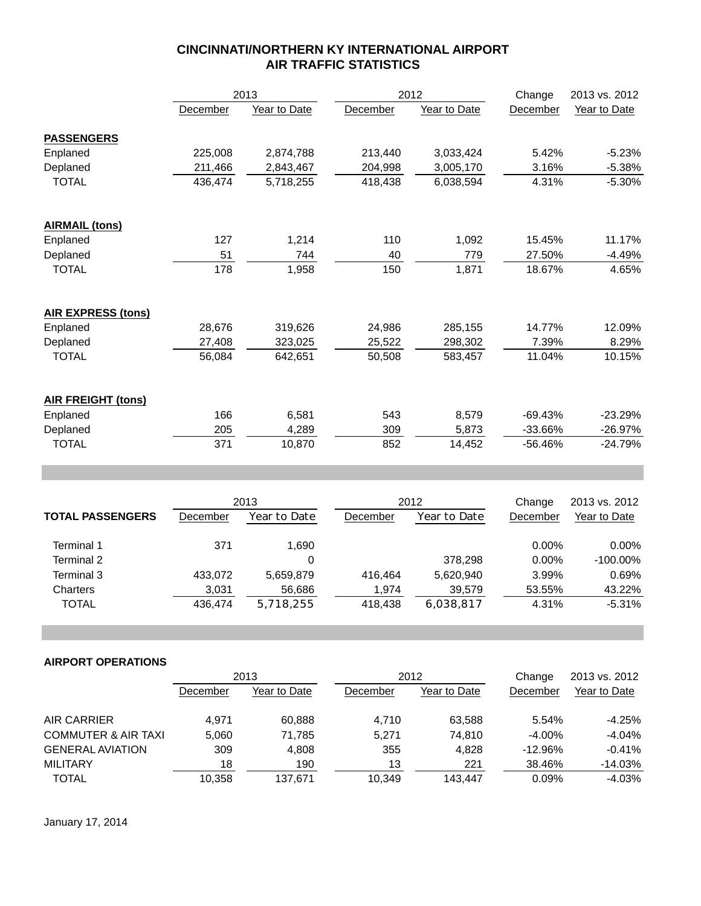# CINCINNATI/NORTHERN KY INTERNATIONAL AIRPORT
## AIR TRAFFIC STATISTICS

| | 2013 | | 2012 | | Change | 2013 vs. 2012 |
|---|---|---|---|---|---|---|
| | December | Year to Date | December | Year to Date | December | Year to Date |
| **PASSENGERS** | | | | | | |
| Enplaned | 225,008 | 2,874,788 | 213,440 | 3,033,424 | 5.42% | -5.23% |
| Deplaned | 211,466 | 2,843,467 | 204,998 | 3,005,170 | 3.16% | -5.38% |
| TOTAL | 436,474 | 5,718,255 | 418,438 | 6,038,594 | 4.31% | -5.30% |
| **AIRMAIL (tons)** | | | | | | |
| Enplaned | 127 | 1,214 | 110 | 1,092 | 15.45% | 11.17% |
| Deplaned | 51 | 744 | 40 | 779 | 27.50% | -4.49% |
| TOTAL | 178 | 1,958 | 150 | 1,871 | 18.67% | 4.65% |
| **AIR EXPRESS (tons)** | | | | | | |
| Enplaned | 28,676 | 319,626 | 24,986 | 285,155 | 14.77% | 12.09% |
| Deplaned | 27,408 | 323,025 | 25,522 | 298,302 | 7.39% | 8.29% |
| TOTAL | 56,084 | 642,651 | 50,508 | 583,457 | 11.04% | 10.15% |
| **AIR FREIGHT (tons)** | | | | | | |
| Enplaned | 166 | 6,581 | 543 | 8,579 | -69.43% | -23.29% |
| Deplaned | 205 | 4,289 | 309 | 5,873 | -33.66% | -26.97% |
| TOTAL | 371 | 10,870 | 852 | 14,452 | -56.46% | -24.79% |

| | 2013 | | 2012 | | Change | 2013 vs. 2012 |
|---|---|---|---|---|---|---|
| **TOTAL PASSENGERS** | December | Year to Date | December | Year to Date | December | Year to Date |
| Terminal 1 | 371 | 1,690 | | | 0.00% | 0.00% |
| Terminal 2 | | 0 | | 378,298 | 0.00% | -100.00% |
| Terminal 3 | 433,072 | 5,659,879 | 416,464 | 5,620,940 | 3.99% | 0.69% |
| Charters | 3,031 | 56,686 | 1,974 | 39,579 | 53.55% | 43.22% |
| TOTAL | 436,474 | 5,718,255 | 418,438 | 6,038,817 | 4.31% | -5.31% |

**AIRPORT OPERATIONS**

| | 2013 | | 2012 | | Change | 2013 vs. 2012 |
|---|---|---|---|---|---|---|
| | December | Year to Date | December | Year to Date | December | Year to Date |
| AIR CARRIER | 4,971 | 60,888 | 4,710 | 63,588 | 5.54% | -4.25% |
| COMMUTER & AIR TAXI | 5,060 | 71,785 | 5,271 | 74,810 | -4.00% | -4.04% |
| GENERAL AVIATION | 309 | 4,808 | 355 | 4,828 | -12.96% | -0.41% |
| MILITARY | 18 | 190 | 13 | 221 | 38.46% | -14.03% |
| TOTAL | 10,358 | 137,671 | 10,349 | 143,447 | 0.09% | -4.03% |

January 17, 2014